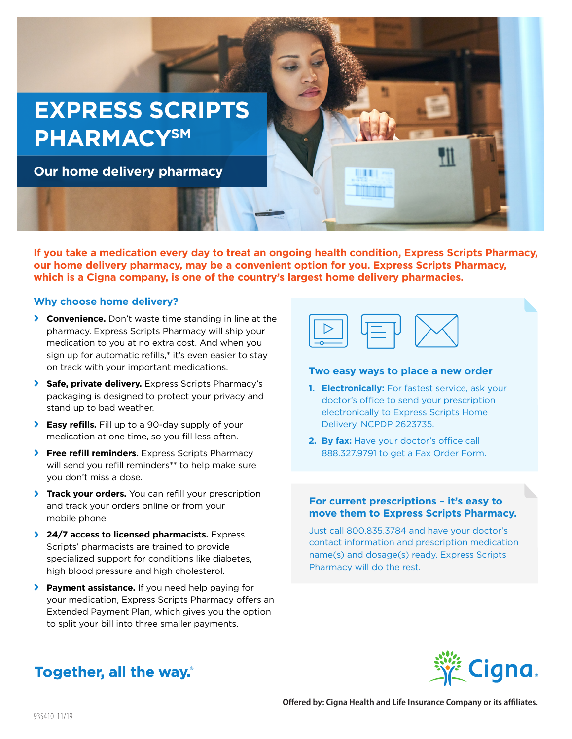# EXPRESS SCRIPTS PHARMACY℠

## Our home delivery pharmacy

**If you take a medication every day to treat an ongoing health condition, Express Scripts Pharmacy, our home delivery pharmacy, may be a convenient option for you. Express Scripts Pharmacy, which is a Cigna company, is one of the country's largest home delivery pharmacies.**

### Why choose home delivery?

- **Convenience.** Don't waste time standing in line at the pharmacy. Express Scripts Pharmacy will ship your medication to you at no extra cost. And when you sign up for automatic refills,* it's even easier to stay on track with your important medications.
- **Safe, private delivery.** Express Scripts Pharmacy's packaging is designed to protect your privacy and stand up to bad weather.
- **Easy refills.** Fill up to a 90-day supply of your medication at one time, so you fill less often.
- **Free refill reminders.** Express Scripts Pharmacy will send you refill reminders** to help make sure you don't miss a dose.
- **Track your orders.** You can refill your prescription and track your orders online or from your mobile phone.
- **24/7 access to licensed pharmacists.** Express Scripts' pharmacists are trained to provide specialized support for conditions like diabetes, high blood pressure and high cholesterol.
- **Payment assistance.** If you need help paying for your medication, Express Scripts Pharmacy offers an Extended Payment Plan, which gives you the option to split your bill into three smaller payments.

### Two easy ways to place a new order

1. **Electronically:** For fastest service, ask your doctor's office to send your prescription electronically to Express Scripts Home Delivery, NCPDP 2623735.
2. **By fax:** Have your doctor's office call 888.327.9791 to get a Fax Order Form.

### For current prescriptions – it's easy to move them to Express Scripts Pharmacy.

Just call 800.835.3784 and have your doctor's contact information and prescription medication name(s) and dosage(s) ready. Express Scripts Pharmacy will do the rest.

**Together, all the way.®**

Cigna.

**Offered by: Cigna Health and Life Insurance Company or its affiliates.**

935410 11/19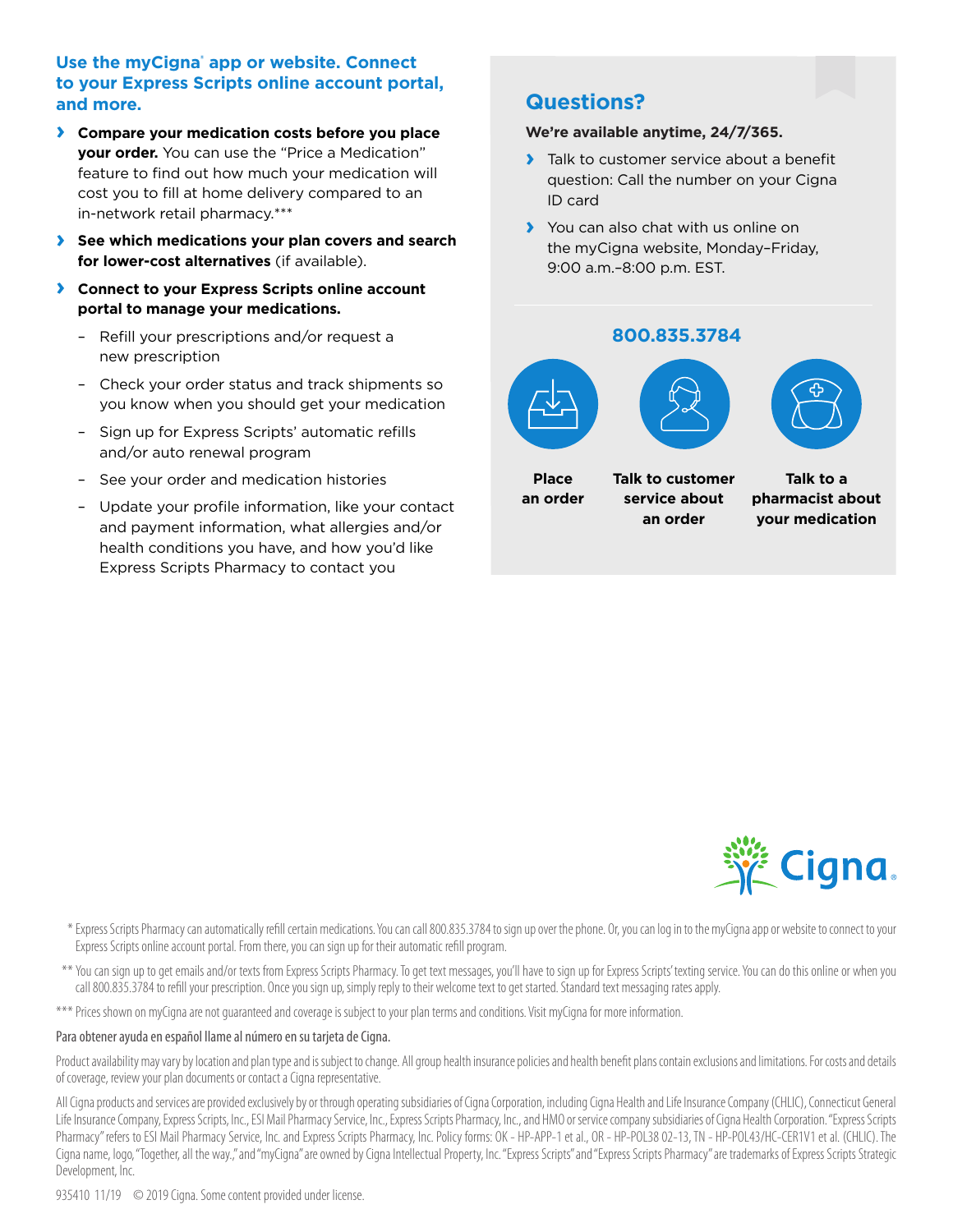## Use the myCigna® app or website. Connect to your Express Scripts online account portal, and more.

- **Compare your medication costs before you place your order.** You can use the "Price a Medication" feature to find out how much your medication will cost you to fill at home delivery compared to an in-network retail pharmacy.***
- **See which medications your plan covers and search for lower-cost alternatives** (if available).
- **Connect to your Express Scripts online account portal to manage your medications.**
  - Refill your prescriptions and/or request a new prescription
  - Check your order status and track shipments so you know when you should get your medication
  - Sign up for Express Scripts' automatic refills and/or auto renewal program
  - See your order and medication histories
  - Update your profile information, like your contact and payment information, what allergies and/or health conditions you have, and how you'd like Express Scripts Pharmacy to contact you

## Questions?

**We're available anytime, 24/7/365.**

- Talk to customer service about a benefit question: Call the number on your Cigna ID card
- You can also chat with us online on the myCigna website, Monday–Friday, 9:00 a.m.–8:00 p.m. EST.

**800.835.3784**

**Place an order**

**Talk to customer service about an order**

**Talk to a pharmacist about your medication**

Cigna.

\* Express Scripts Pharmacy can automatically refill certain medications. You can call 800.835.3784 to sign up over the phone. Or, you can log in to the myCigna app or website to connect to your Express Scripts online account portal. From there, you can sign up for their automatic refill program.

** You can sign up to get emails and/or texts from Express Scripts Pharmacy. To get text messages, you'll have to sign up for Express Scripts' texting service. You can do this online or when you call 800.835.3784 to refill your prescription. Once you sign up, simply reply to their welcome text to get started. Standard text messaging rates apply.

*** Prices shown on myCigna are not guaranteed and coverage is subject to your plan terms and conditions. Visit myCigna for more information.

Para obtener ayuda en español llame al número en su tarjeta de Cigna.

Product availability may vary by location and plan type and is subject to change. All group health insurance policies and health benefit plans contain exclusions and limitations. For costs and details of coverage, review your plan documents or contact a Cigna representative.

All Cigna products and services are provided exclusively by or through operating subsidiaries of Cigna Corporation, including Cigna Health and Life Insurance Company (CHLIC), Connecticut General Life Insurance Company, Express Scripts, Inc., ESI Mail Pharmacy Service, Inc., Express Scripts Pharmacy, Inc., and HMO or service company subsidiaries of Cigna Health Corporation. "Express Scripts Pharmacy" refers to ESI Mail Pharmacy Service, Inc. and Express Scripts Pharmacy, Inc. Policy forms: OK - HP-APP-1 et al., OR - HP-POL38 02-13, TN - HP-POL43/HC-CER1V1 et al. (CHLIC). The Cigna name, logo, "Together, all the way.," and "myCigna" are owned by Cigna Intellectual Property, Inc. "Express Scripts" and "Express Scripts Pharmacy" are trademarks of Express Scripts Strategic Development, Inc.

935410 11/19 © 2019 Cigna. Some content provided under license.